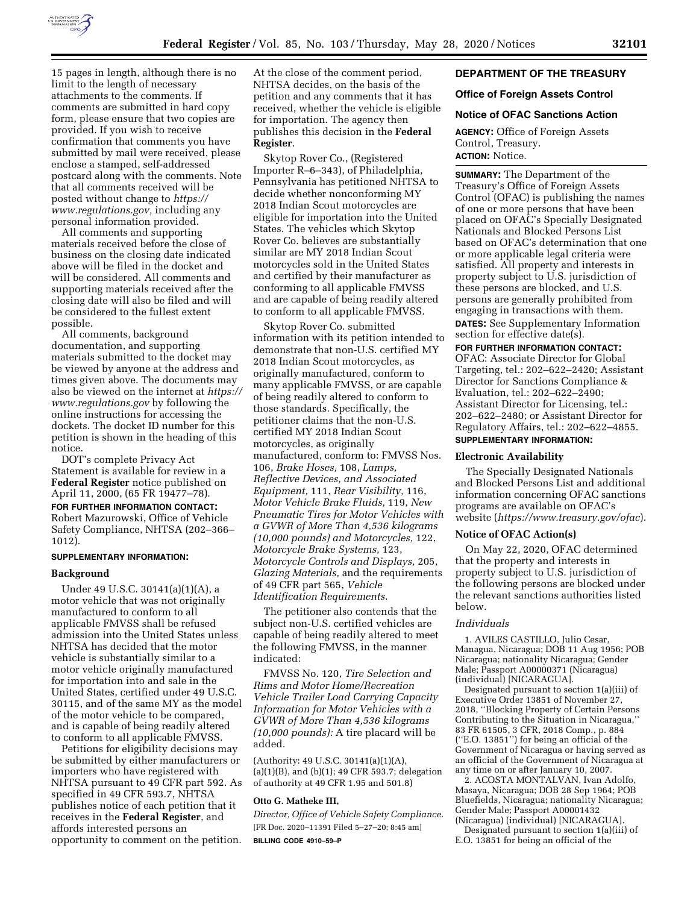15 pages in length, although there is no limit to the length of necessary attachments to the comments. If comments are submitted in hard copy form, please ensure that two copies are provided. If you wish to receive confirmation that comments you have submitted by mail were received, please enclose a stamped, self-addressed postcard along with the comments. Note that all comments received will be posted without change to *https://www.regulations.gov,* including any personal information provided.

All comments and supporting materials received before the close of business on the closing date indicated above will be filed in the docket and will be considered. All comments and supporting materials received after the closing date will also be filed and will be considered to the fullest extent possible.

All comments, background documentation, and supporting materials submitted to the docket may be viewed by anyone at the address and times given above. The documents may also be viewed on the internet at *https://www.regulations.gov* by following the online instructions for accessing the dockets. The docket ID number for this petition is shown in the heading of this notice.

DOT's complete Privacy Act Statement is available for review in a **Federal Register** notice published on April 11, 2000, (65 FR 19477–78).

**FOR FURTHER INFORMATION CONTACT:** Robert Mazurowski, Office of Vehicle Safety Compliance, NHTSA (202–366–1012).

**SUPPLEMENTARY INFORMATION:**

**Background**

Under 49 U.S.C. 30141(a)(1)(A), a motor vehicle that was not originally manufactured to conform to all applicable FMVSS shall be refused admission into the United States unless NHTSA has decided that the motor vehicle is substantially similar to a motor vehicle originally manufactured for importation into and sale in the United States, certified under 49 U.S.C. 30115, and of the same MY as the model of the motor vehicle to be compared, and is capable of being readily altered to conform to all applicable FMVSS.

Petitions for eligibility decisions may be submitted by either manufacturers or importers who have registered with NHTSA pursuant to 49 CFR part 592. As specified in 49 CFR 593.7, NHTSA publishes notice of each petition that it receives in the **Federal Register**, and affords interested persons an opportunity to comment on the petition. At the close of the comment period, NHTSA decides, on the basis of the petition and any comments that it has received, whether the vehicle is eligible for importation. The agency then publishes this decision in the **Federal Register**.

Skytop Rover Co., (Registered Importer R–6–343), of Philadelphia, Pennsylvania has petitioned NHTSA to decide whether nonconforming MY 2018 Indian Scout motorcycles are eligible for importation into the United States. The vehicles which Skytop Rover Co. believes are substantially similar are MY 2018 Indian Scout motorcycles sold in the United States and certified by their manufacturer as conforming to all applicable FMVSS and are capable of being readily altered to conform to all applicable FMVSS.

Skytop Rover Co. submitted information with its petition intended to demonstrate that non-U.S. certified MY 2018 Indian Scout motorcycles, as originally manufactured, conform to many applicable FMVSS, or are capable of being readily altered to conform to those standards. Specifically, the petitioner claims that the non-U.S. certified MY 2018 Indian Scout motorcycles, as originally manufactured, conform to: FMVSS Nos. 106, *Brake Hoses,* 108, *Lamps, Reflective Devices, and Associated Equipment,* 111, *Rear Visibility,* 116, *Motor Vehicle Brake Fluids,* 119, *New Pneumatic Tires for Motor Vehicles with a GVWR of More Than 4,536 kilograms (10,000 pounds) and Motorcycles,* 122, *Motorcycle Brake Systems,* 123, *Motorcycle Controls and Displays,* 205, *Glazing Materials,* and the requirements of 49 CFR part 565, *Vehicle Identification Requirements.*

The petitioner also contends that the subject non-U.S. certified vehicles are capable of being readily altered to meet the following FMVSS, in the manner indicated:

FMVSS No. 120, *Tire Selection and Rims and Motor Home/Recreation Vehicle Trailer Load Carrying Capacity Information for Motor Vehicles with a GVWR of More Than 4,536 kilograms (10,000 pounds):* A tire placard will be added.

(Authority: 49 U.S.C. 30141(a)(1)(A), (a)(1)(B), and (b)(1); 49 CFR 593.7; delegation of authority at 49 CFR 1.95 and 501.8)

**Otto G. Matheke III,**

*Director, Office of Vehicle Safety Compliance.*

[FR Doc. 2020–11391 Filed 5–27–20; 8:45 am]

**BILLING CODE 4910–59–P**

## DEPARTMENT OF THE TREASURY

### Office of Foreign Assets Control

### Notice of OFAC Sanctions Action

**AGENCY:** Office of Foreign Assets Control, Treasury.

**ACTION:** Notice.

**SUMMARY:** The Department of the Treasury's Office of Foreign Assets Control (OFAC) is publishing the names of one or more persons that have been placed on OFAC's Specially Designated Nationals and Blocked Persons List based on OFAC's determination that one or more applicable legal criteria were satisfied. All property and interests in property subject to U.S. jurisdiction of these persons are blocked, and U.S. persons are generally prohibited from engaging in transactions with them.

**DATES:** See Supplementary Information section for effective date(s).

**FOR FURTHER INFORMATION CONTACT:** OFAC: Associate Director for Global Targeting, tel.: 202–622–2420; Assistant Director for Sanctions Compliance & Evaluation, tel.: 202–622–2490; Assistant Director for Licensing, tel.: 202–622–2480; or Assistant Director for Regulatory Affairs, tel.: 202–622–4855.

**SUPPLEMENTARY INFORMATION:**

**Electronic Availability**

The Specially Designated Nationals and Blocked Persons List and additional information concerning OFAC sanctions programs are available on OFAC's website (*https://www.treasury.gov/ofac*).

**Notice of OFAC Action(s)**

On May 22, 2020, OFAC determined that the property and interests in property subject to U.S. jurisdiction of the following persons are blocked under the relevant sanctions authorities listed below.

*Individuals*

1. AVILES CASTILLO, Julio Cesar, Managua, Nicaragua; DOB 11 Aug 1956; POB Nicaragua; nationality Nicaragua; Gender Male; Passport A00000371 (Nicaragua) (individual) [NICARAGUA].

Designated pursuant to section 1(a)(iii) of Executive Order 13851 of November 27, 2018, "Blocking Property of Certain Persons Contributing to the Situation in Nicaragua," 83 FR 61505, 3 CFR, 2018 Comp., p. 884 ("E.O. 13851") for being an official of the Government of Nicaragua or having served as an official of the Government of Nicaragua at any time on or after January 10, 2007.

2. ACOSTA MONTALVAN, Ivan Adolfo, Masaya, Nicaragua; DOB 28 Sep 1964; POB Bluefields, Nicaragua; nationality Nicaragua; Gender Male; Passport A00001432 (Nicaragua) (individual) [NICARAGUA].

Designated pursuant to section 1(a)(iii) of E.O. 13851 for being an official of the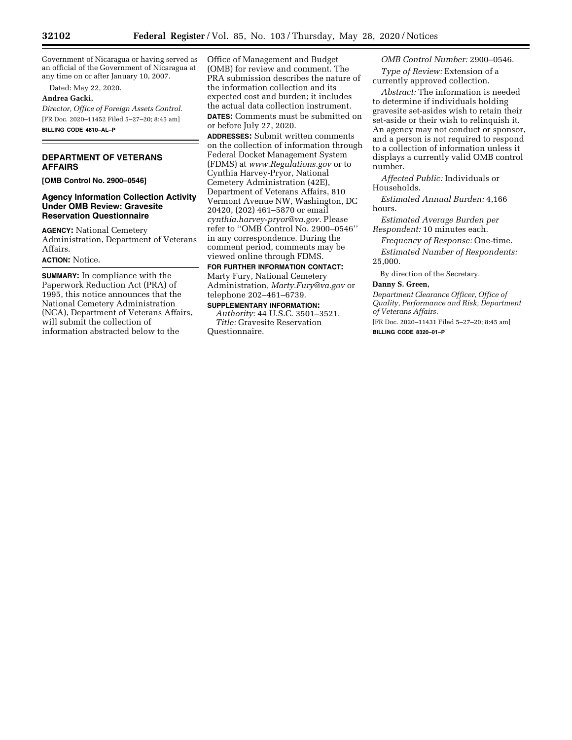Government of Nicaragua or having served as an official of the Government of Nicaragua at any time on or after January 10, 2007.

Dated: May 22, 2020.

**Andrea Gacki,**

*Director, Office of Foreign Assets Control.*

[FR Doc. 2020–11452 Filed 5–27–20; 8:45 am]

**BILLING CODE 4810–AL–P**

---

## DEPARTMENT OF VETERANS AFFAIRS

**[OMB Control No. 2900–0546]**

### Agency Information Collection Activity Under OMB Review: Gravesite Reservation Questionnaire

**AGENCY:** National Cemetery Administration, Department of Veterans Affairs.

**ACTION:** Notice.

**SUMMARY:** In compliance with the Paperwork Reduction Act (PRA) of 1995, this notice announces that the National Cemetery Administration (NCA), Department of Veterans Affairs, will submit the collection of information abstracted below to the Office of Management and Budget (OMB) for review and comment. The PRA submission describes the nature of the information collection and its expected cost and burden; it includes the actual data collection instrument.

**DATES:** Comments must be submitted on or before July 27, 2020.

**ADDRESSES:** Submit written comments on the collection of information through Federal Docket Management System (FDMS) at *www.Regulations.gov* or to Cynthia Harvey-Pryor, National Cemetery Administration (42E), Department of Veterans Affairs, 810 Vermont Avenue NW, Washington, DC 20420, (202) 461–5870 or email *cynthia.harvey-pryor@va.gov.* Please refer to ''OMB Control No. 2900–0546'' in any correspondence. During the comment period, comments may be viewed online through FDMS.

**FOR FURTHER INFORMATION CONTACT:** Marty Fury, National Cemetery Administration, *Marty.Fury@va.gov* or telephone 202–461–6739.

**SUPPLEMENTARY INFORMATION:**

*Authority:* 44 U.S.C. 3501–3521.

*Title:* Gravesite Reservation Questionnaire.

*OMB Control Number:* 2900–0546.

*Type of Review:* Extension of a currently approved collection.

*Abstract:* The information is needed to determine if individuals holding gravesite set-asides wish to retain their set-aside or their wish to relinquish it. An agency may not conduct or sponsor, and a person is not required to respond to a collection of information unless it displays a currently valid OMB control number.

*Affected Public:* Individuals or Households.

*Estimated Annual Burden:* 4,166 hours.

*Estimated Average Burden per Respondent:* 10 minutes each.

*Frequency of Response:* One-time.

*Estimated Number of Respondents:* 25,000.

By direction of the Secretary.

**Danny S. Green,**

*Department Clearance Officer, Office of Quality, Performance and Risk, Department of Veterans Affairs.*

[FR Doc. 2020–11431 Filed 5–27–20; 8:45 am]

**BILLING CODE 8320–01–P**